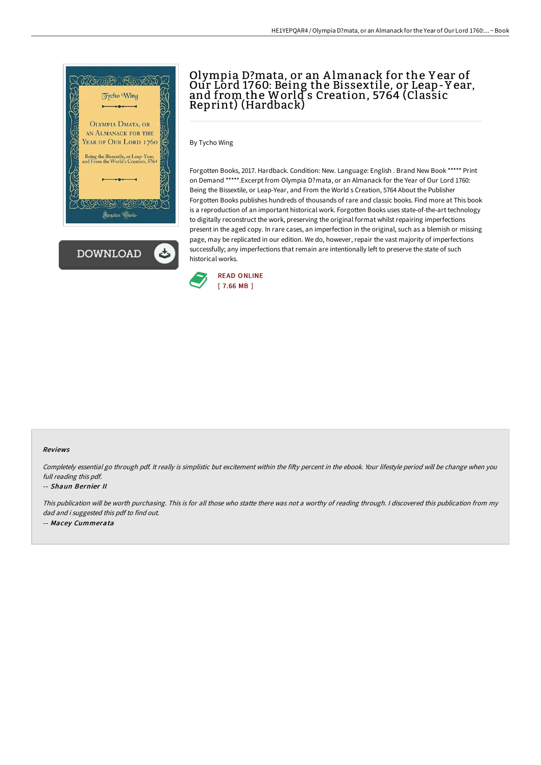# Olympia D?mata, or an Almanack for the Year of Our Lord 1760: Being the Bissextile, or Leap-Year, and from the World s Creation, 5764 (Classic Reprint) (Hardback)

By Tycho Wing

Forgotten Books, 2017. Hardback. Condition: New. Language: English . Brand New Book ***** Print on Demand *****.Excerpt from Olympia D?mata, or an Almanack for the Year of Our Lord 1760: Being the Bissextile, or Leap-Year, and From the World s Creation, 5764 About the Publisher Forgotten Books publishes hundreds of thousands of rare and classic books. Find more at This book is a reproduction of an important historical work. Forgotten Books uses state-of-the-art technology to digitally reconstruct the work, preserving the original format whilst repairing imperfections present in the aged copy. In rare cases, an imperfection in the original, such as a blemish or missing page, may be replicated in our edition. We do, however, repair the vast majority of imperfections successfully; any imperfections that remain are intentionally left to preserve the state of such historical works.

READ ONLINE
[ 7.66 MB ]

### Reviews

*Completely essential go through pdf. It really is simplistic but excitement within the fifty percent in the ebook. Your lifestyle period will be change when you full reading this pdf.*

-- *Shaun Bernier II*

*This publication will be worth purchasing. This is for all those who statte there was not a worthy of reading through. I discovered this publication from my dad and i suggested this pdf to find out.*

-- *Macey Cummerata*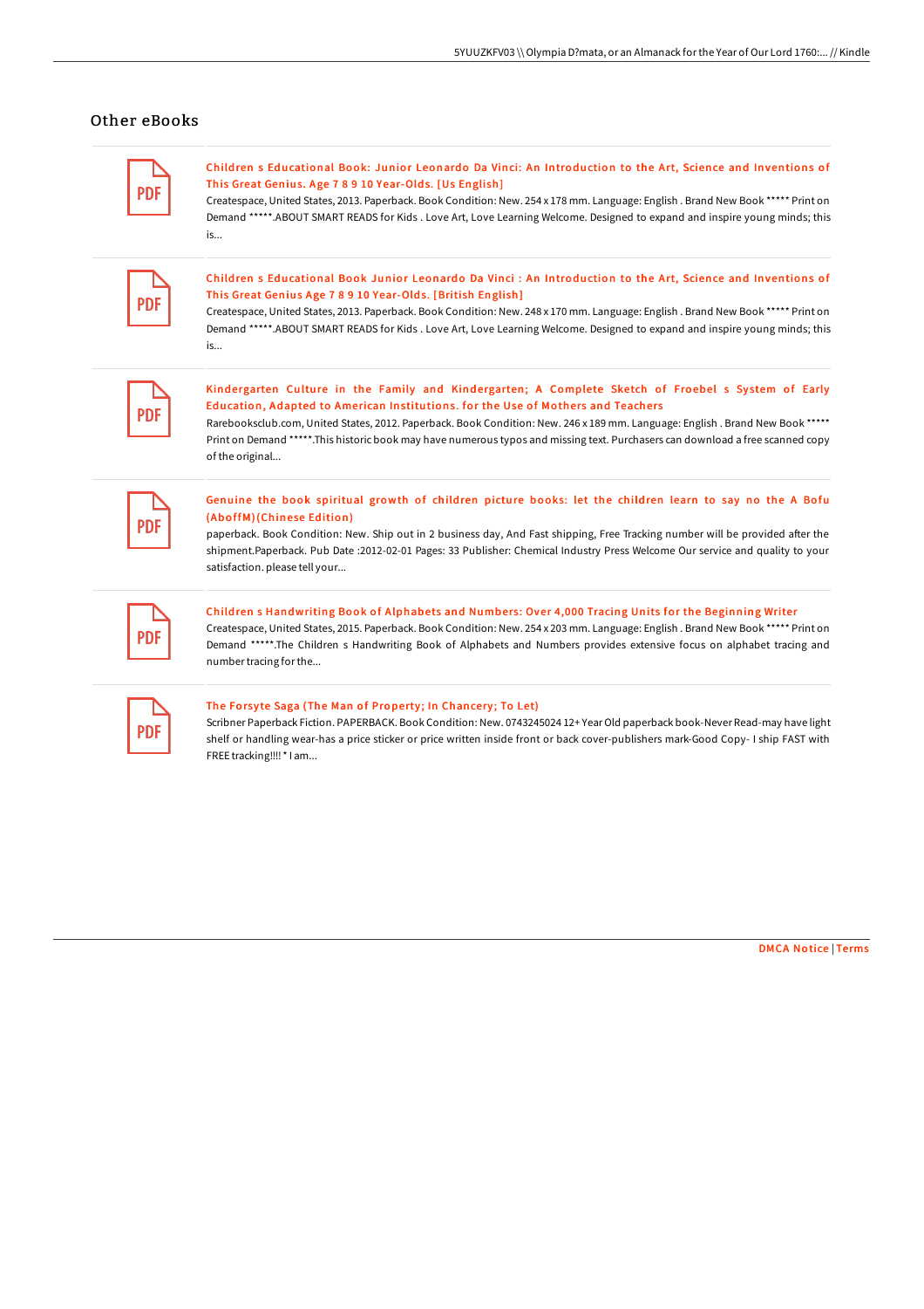## Other eBooks

PDF

**Children s Educational Book: Junior Leonardo Da Vinci: An Introduction to the Art, Science and Inventions of This Great Genius. Age 7 8 9 10 Year-Olds. [Us English]**

Createspace, United States, 2013. Paperback. Book Condition: New. 254 x 178 mm. Language: English . Brand New Book ***** Print on Demand *****.ABOUT SMART READS for Kids . Love Art, Love Learning Welcome. Designed to expand and inspire young minds; this is...

PDF

**Children s Educational Book Junior Leonardo Da Vinci : An Introduction to the Art, Science and Inventions of This Great Genius Age 7 8 9 10 Year-Olds. [British English]**

Createspace, United States, 2013. Paperback. Book Condition: New. 248 x 170 mm. Language: English . Brand New Book ***** Print on Demand *****.ABOUT SMART READS for Kids . Love Art, Love Learning Welcome. Designed to expand and inspire young minds; this is...

PDF

**Kindergarten Culture in the Family and Kindergarten; A Complete Sketch of Froebel s System of Early Education, Adapted to American Institutions. for the Use of Mothers and Teachers**

Rarebooksclub.com, United States, 2012. Paperback. Book Condition: New. 246 x 189 mm. Language: English . Brand New Book ***** Print on Demand *****.This historic book may have numerous typos and missing text. Purchasers can download a free scanned copy of the original...

PDF

**Genuine the book spiritual growth of children picture books: let the children learn to say no the A Bofu (AboffM)(Chinese Edition)**

paperback. Book Condition: New. Ship out in 2 business day, And Fast shipping, Free Tracking number will be provided after the shipment.Paperback. Pub Date :2012-02-01 Pages: 33 Publisher: Chemical Industry Press Welcome Our service and quality to your satisfaction. please tell your...

PDF

**Children s Handwriting Book of Alphabets and Numbers: Over 4,000 Tracing Units for the Beginning Writer**

Createspace, United States, 2015. Paperback. Book Condition: New. 254 x 203 mm. Language: English . Brand New Book ***** Print on Demand *****.The Children s Handwriting Book of Alphabets and Numbers provides extensive focus on alphabet tracing and number tracing for the...

PDF

**The Forsyte Saga (The Man of Property; In Chancery; To Let)**

Scribner Paperback Fiction. PAPERBACK. Book Condition: New. 0743245024 12+ Year Old paperback book-Never Read-may have light shelf or handling wear-has a price sticker or price written inside front or back cover-publishers mark-Good Copy- I ship FAST with FREE tracking!!!! * I am...

DMCA Notice | Terms